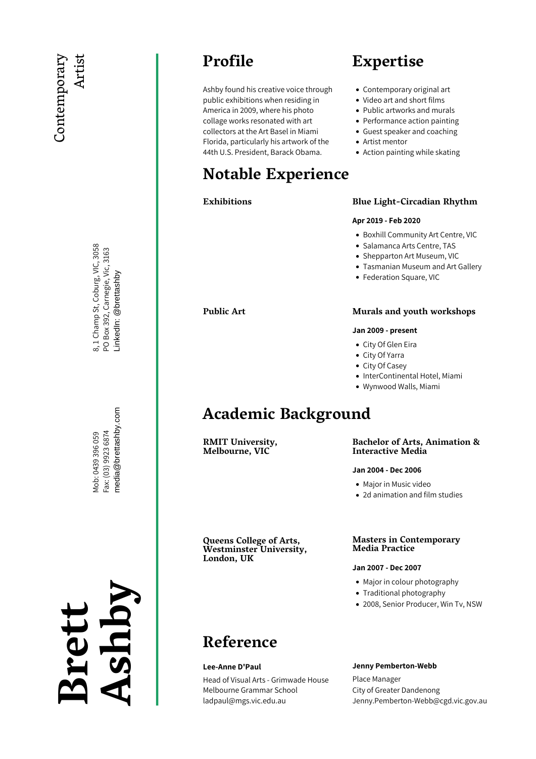# Brett Ashby

Contemporary Artist

8, 1 Champ St, Coburg, VIC, 3058
PO Box 392, Carnegie, Vic, 3163
LinkedIn: @brettashby

Mob: 0439 396 059
Fax: (03) 9923 6874
media@brettashby.com

## Profile

Ashby found his creative voice through public exhibitions when residing in America in 2009, where his photo collage works resonated with art collectors at the Art Basel in Miami Florida, particularly his artwork of the 44th U.S. President, Barack Obama.

## Expertise

- Contemporary original art
- Video art and short films
- Public artworks and murals
- Performance action painting
- Guest speaker and coaching
- Artist mentor
- Action painting while skating

## Notable Experience

### Exhibitions

**Blue Light-Circadian Rhythm**

**Apr 2019 - Feb 2020**

- Boxhill Community Art Centre, VIC
- Salamanca Arts Centre, TAS
- Shepparton Art Museum, VIC
- Tasmanian Museum and Art Gallery
- Federation Square, VIC

### Public Art

**Murals and youth workshops**

**Jan 2009 - present**

- City Of Glen Eira
- City Of Yarra
- City Of Casey
- InterContinental Hotel, Miami
- Wynwood Walls, Miami

## Academic Background

### RMIT University, Melbourne, VIC

**Bachelor of Arts, Animation & Interactive Media**

**Jan 2004 - Dec 2006**

- Major in Music video
- 2d animation and film studies

### Queens College of Arts, Westminster University, London, UK

**Masters in Contemporary Media Practice**

**Jan 2007 - Dec 2007**

- Major in colour photography
- Traditional photography
- 2008, Senior Producer, Win Tv, NSW

## Reference

**Lee-Anne D'Paul**

Head of Visual Arts - Grimwade House
Melbourne Grammar School
ladpaul@mgs.vic.edu.au

**Jenny Pemberton-Webb**

Place Manager
City of Greater Dandenong
Jenny.Pemberton-Webb@cgd.vic.gov.au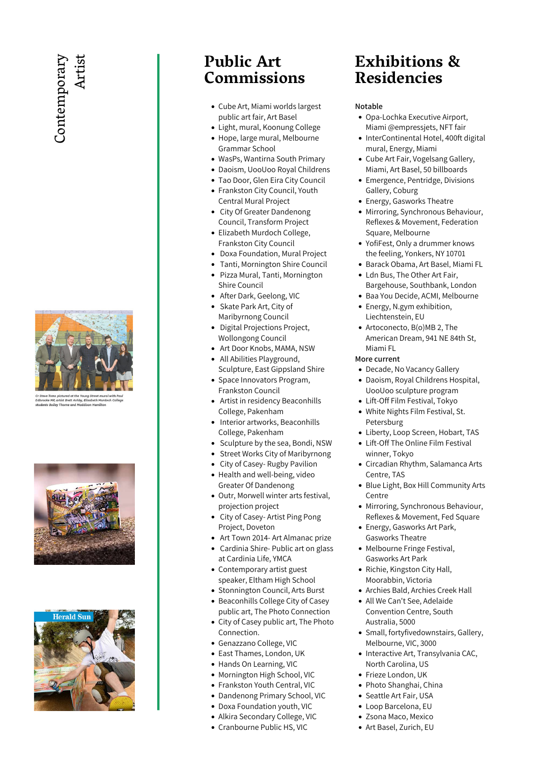Contemporary Artist

Cr Steve Toms pictured at the Young Street mural with Paul Edbrooke MP, artist Brett Ashby, Elizabeth Murdoch College students Bailey Thorne and Maddison Hamilton

Herald Sun

# Public Art Commissions

- Cube Art, Miami worlds largest public art fair, Art Basel
- Light, mural, Koonung College
- Hope, large mural, Melbourne Grammar School
- WasPs, Wantirna South Primary
- Daoism, UooUoo Royal Childrens
- Tao Door, Glen Eira City Council
- Frankston City Council, Youth Central Mural Project
- City Of Greater Dandenong Council, Transform Project
- Elizabeth Murdoch College, Frankston City Council
- Doxa Foundation, Mural Project
- Tanti, Mornington Shire Council
- Pizza Mural, Tanti, Mornington Shire Council
- After Dark, Geelong, VIC
- Skate Park Art, City of Maribyrnong Council
- Digital Projections Project, Wollongong Council
- Art Door Knobs, MAMA, NSW
- All Abilities Playground, Sculpture, East Gippsland Shire
- Space Innovators Program, Frankston Council
- Artist in residency Beaconhills College, Pakenham
- Interior artworks, Beaconhills College, Pakenham
- Sculpture by the sea, Bondi, NSW
- Street Works City of Maribyrnong
- City of Casey- Rugby Pavilion
- Health and well-being, video Greater Of Dandenong
- Outr, Morwell winter arts festival, projection project
- City of Casey- Artist Ping Pong Project, Doveton
- Art Town 2014- Art Almanac prize
- Cardinia Shire- Public art on glass at Cardinia Life, YMCA
- Contemporary artist guest speaker, Eltham High School
- Stonnington Council, Arts Burst
- Beaconhills College City of Casey public art, The Photo Connection
- City of Casey public art, The Photo Connection.
- Genazzano College, VIC
- East Thames, London, UK
- Hands On Learning, VIC
- Mornington High School, VIC
- Frankston Youth Central, VIC
- Dandenong Primary School, VIC
- Doxa Foundation youth, VIC
- Alkira Secondary College, VIC
- Cranbourne Public HS, VIC

# Exhibitions & Residencies

Notable

- Opa-Lochka Executive Airport, Miami @empressjets, NFT fair
- InterContinental Hotel, 400ft digital mural, Energy, Miami
- Cube Art Fair, Vogelsang Gallery, Miami, Art Basel, 50 billboards
- Emergence, Pentridge, Divisions Gallery, Coburg
- Energy, Gasworks Theatre
- Mirroring, Synchronous Behaviour, Reflexes & Movement, Federation Square, Melbourne
- YofiFest, Only a drummer knows the feeling, Yonkers, NY 10701
- Barack Obama, Art Basel, Miami FL
- Ldn Bus, The Other Art Fair, Bargehouse, Southbank, London
- Baa You Decide, ACMI, Melbourne
- Energy, N.gym exhibition, Liechtenstein, EU
- Artoconecto, B(o)MB 2, The American Dream, 941 NE 84th St, Miami FL

More current

- Decade, No Vacancy Gallery
- Daoism, Royal Childrens Hospital, UooUoo sculpture program
- Lift-Off Film Festival, Tokyo
- White Nights Film Festival, St. Petersburg
- Liberty, Loop Screen, Hobart, TAS
- Lift-Off The Online Film Festival winner, Tokyo
- Circadian Rhythm, Salamanca Arts Centre, TAS
- Blue Light, Box Hill Community Arts Centre
- Mirroring, Synchronous Behaviour, Reflexes & Movement, Fed Square
- Energy, Gasworks Art Park, Gasworks Theatre
- Melbourne Fringe Festival, Gasworks Art Park
- Richie, Kingston City Hall, Moorabbin, Victoria
- Archies Bald, Archies Creek Hall
- All We Can't See, Adelaide Convention Centre, South Australia, 5000
- Small, fortyfivedownstairs, Gallery, Melbourne, VIC, 3000
- Interactive Art, Transylvania CAC, North Carolina, US
- Frieze London, UK
- Photo Shanghai, China
- Seattle Art Fair, USA
- Loop Barcelona, EU
- Zsona Maco, Mexico
- Art Basel, Zurich, EU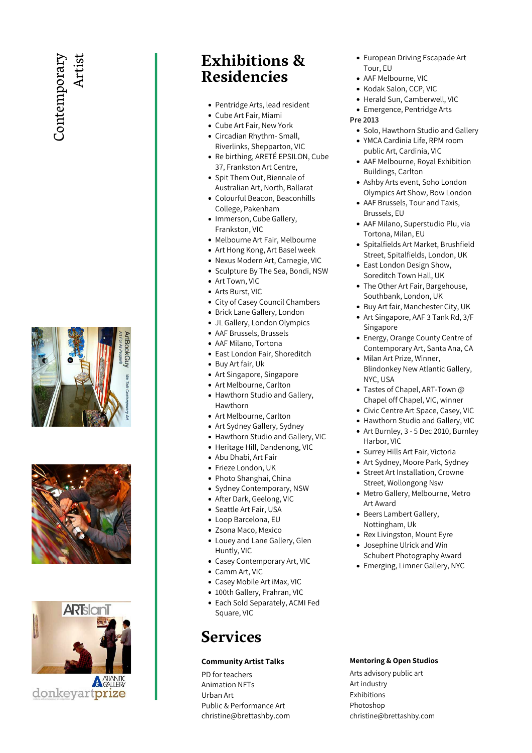Contemporary Artist

# Exhibitions & Residencies

- Pentridge Arts, lead resident
- Cube Art Fair, Miami
- Cube Art Fair, New York
- Circadian Rhythm- Small, Riverlinks, Shepparton, VIC
- Re birthing, ARETÉ EPSILON, Cube 37, Frankston Art Centre,
- Spit Them Out, Biennale of Australian Art, North, Ballarat
- Colourful Beacon, Beaconhills College, Pakenham
- Immerson, Cube Gallery, Frankston, VIC
- Melbourne Art Fair, Melbourne
- Art Hong Kong, Art Basel week
- Nexus Modern Art, Carnegie, VIC
- Sculpture By The Sea, Bondi, NSW
- Art Town, VIC
- Arts Burst, VIC
- City of Casey Council Chambers
- Brick Lane Gallery, London
- JL Gallery, London Olympics
- AAF Brussels, Brussels
- AAF Milano, Tortona
- East London Fair, Shoreditch
- Buy Art fair, Uk
- Art Singapore, Singapore
- Art Melbourne, Carlton
- Hawthorn Studio and Gallery, Hawthorn
- Art Melbourne, Carlton
- Art Sydney Gallery, Sydney
- Hawthorn Studio and Gallery, VIC
- Heritage Hill, Dandenong, VIC
- Abu Dhabi, Art Fair
- Frieze London, UK
- Photo Shanghai, China
- Sydney Contemporary, NSW
- After Dark, Geelong, VIC
- Seattle Art Fair, USA
- Loop Barcelona, EU
- Zsona Maco, Mexico
- Louey and Lane Gallery, Glen Huntly, VIC
- Casey Contemporary Art, VIC
- Camm Art, VIC
- Casey Mobile Art iMax, VIC
- 100th Gallery, Prahran, VIC
- Each Sold Separately, ACMI Fed Square, VIC
- European Driving Escapade Art Tour, EU
- AAF Melbourne, VIC
- Kodak Salon, CCP, VIC
- Herald Sun, Camberwell, VIC
- Emergence, Pentridge Arts

Pre 2013

- Solo, Hawthorn Studio and Gallery
- YMCA Cardinia Life, RPM room public Art, Cardinia, VIC
- AAF Melbourne, Royal Exhibition Buildings, Carlton
- Ashby Arts event, Soho London Olympics Art Show, Bow London
- AAF Brussels, Tour and Taxis, Brussels, EU
- AAF Milano, Superstudio Plu, via Tortona, Milan, EU
- Spitalfields Art Market, Brushfield Street, Spitalfields, London, UK
- East London Design Show, Soreditch Town Hall, UK
- The Other Art Fair, Bargehouse, Southbank, London, UK
- Buy Art fair, Manchester City, UK
- Art Singapore, AAF 3 Tank Rd, 3/F Singapore
- Energy, Orange County Centre of Contemporary Art, Santa Ana, CA
- Milan Art Prize, Winner, Blindonkey New Atlantic Gallery, NYC, USA
- Tastes of Chapel, ART-Town @ Chapel off Chapel, VIC, winner
- Civic Centre Art Space, Casey, VIC
- Hawthorn Studio and Gallery, VIC
- Art Burnley, 3 - 5 Dec 2010, Burnley Harbor, VIC
- Surrey Hills Art Fair, Victoria
- Art Sydney, Moore Park, Sydney
- Street Art Installation, Crowne Street, Wollongong Nsw
- Metro Gallery, Melbourne, Metro Art Award
- Beers Lambert Gallery, Nottingham, Uk
- Rex Livingston, Mount Eyre
- Josephine Ulrick and Win Schubert Photography Award
- Emerging, Limner Gallery, NYC

# Services

**Community Artist Talks**

PD for teachers
Animation NFTs
Urban Art
Public & Performance Art
christine@brettashby.com

**Mentoring & Open Studios**

Arts advisory public art
Art industry
Exhibitions
Photoshop
christine@brettashby.com